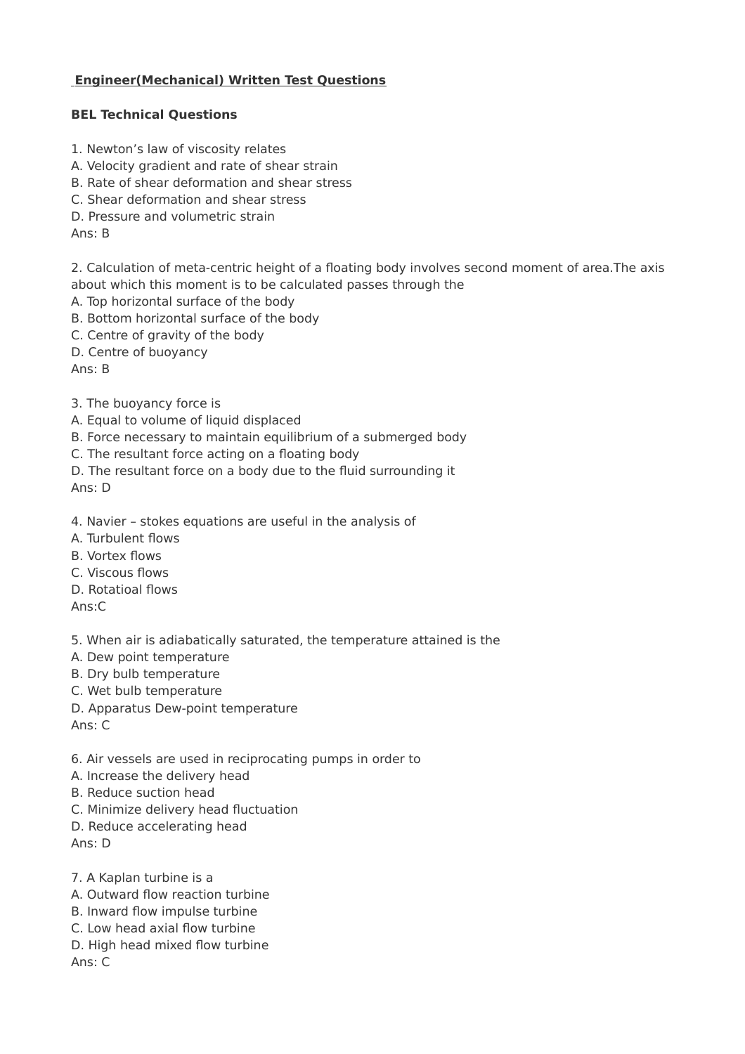**Engineer(Mechanical) Written Test Questions**

**BEL Technical Questions**

1. Newton's law of viscosity relates
A. Velocity gradient and rate of shear strain
B. Rate of shear deformation and shear stress
C. Shear deformation and shear stress
D. Pressure and volumetric strain
Ans: B

2. Calculation of meta-centric height of a floating body involves second moment of area.The axis about which this moment is to be calculated passes through the
A. Top horizontal surface of the body
B. Bottom horizontal surface of the body
C. Centre of gravity of the body
D. Centre of buoyancy
Ans: B

3. The buoyancy force is
A. Equal to volume of liquid displaced
B. Force necessary to maintain equilibrium of a submerged body
C. The resultant force acting on a floating body
D. The resultant force on a body due to the fluid surrounding it
Ans: D

4. Navier – stokes equations are useful in the analysis of
A. Turbulent flows
B. Vortex flows
C. Viscous flows
D. Rotatioal flows
Ans:C

5. When air is adiabatically saturated, the temperature attained is the
A. Dew point temperature
B. Dry bulb temperature
C. Wet bulb temperature
D. Apparatus Dew-point temperature
Ans: C

6. Air vessels are used in reciprocating pumps in order to
A. Increase the delivery head
B. Reduce suction head
C. Minimize delivery head fluctuation
D. Reduce accelerating head
Ans: D

7. A Kaplan turbine is a
A. Outward flow reaction turbine
B. Inward flow impulse turbine
C. Low head axial flow turbine
D. High head mixed flow turbine
Ans: C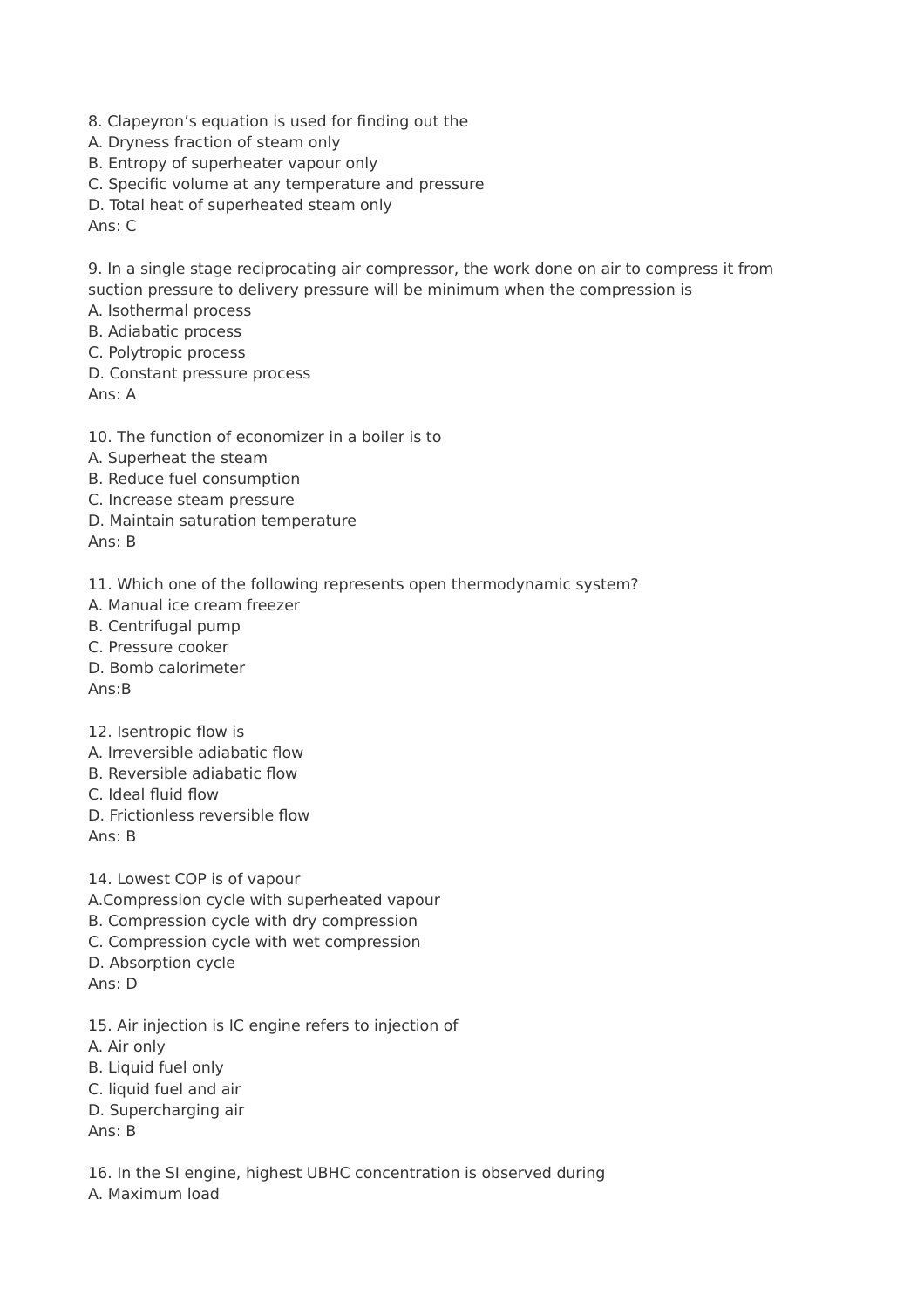8. Clapeyron’s equation is used for finding out the
A. Dryness fraction of steam only
B. Entropy of superheater vapour only
C. Specific volume at any temperature and pressure
D. Total heat of superheated steam only
Ans: C

9. In a single stage reciprocating air compressor, the work done on air to compress it from suction pressure to delivery pressure will be minimum when the compression is
A. Isothermal process
B. Adiabatic process
C. Polytropic process
D. Constant pressure process
Ans: A

10. The function of economizer in a boiler is to
A. Superheat the steam
B. Reduce fuel consumption
C. Increase steam pressure
D. Maintain saturation temperature
Ans: B

11. Which one of the following represents open thermodynamic system?
A. Manual ice cream freezer
B. Centrifugal pump
C. Pressure cooker
D. Bomb calorimeter
Ans:B

12. Isentropic flow is
A. Irreversible adiabatic flow
B. Reversible adiabatic flow
C. Ideal fluid flow
D. Frictionless reversible flow
Ans: B

14. Lowest COP is of vapour
A.Compression cycle with superheated vapour
B. Compression cycle with dry compression
C. Compression cycle with wet compression
D. Absorption cycle
Ans: D

15. Air injection is IC engine refers to injection of
A. Air only
B. Liquid fuel only
C. liquid fuel and air
D. Supercharging air
Ans: B

16. In the SI engine, highest UBHC concentration is observed during
A. Maximum load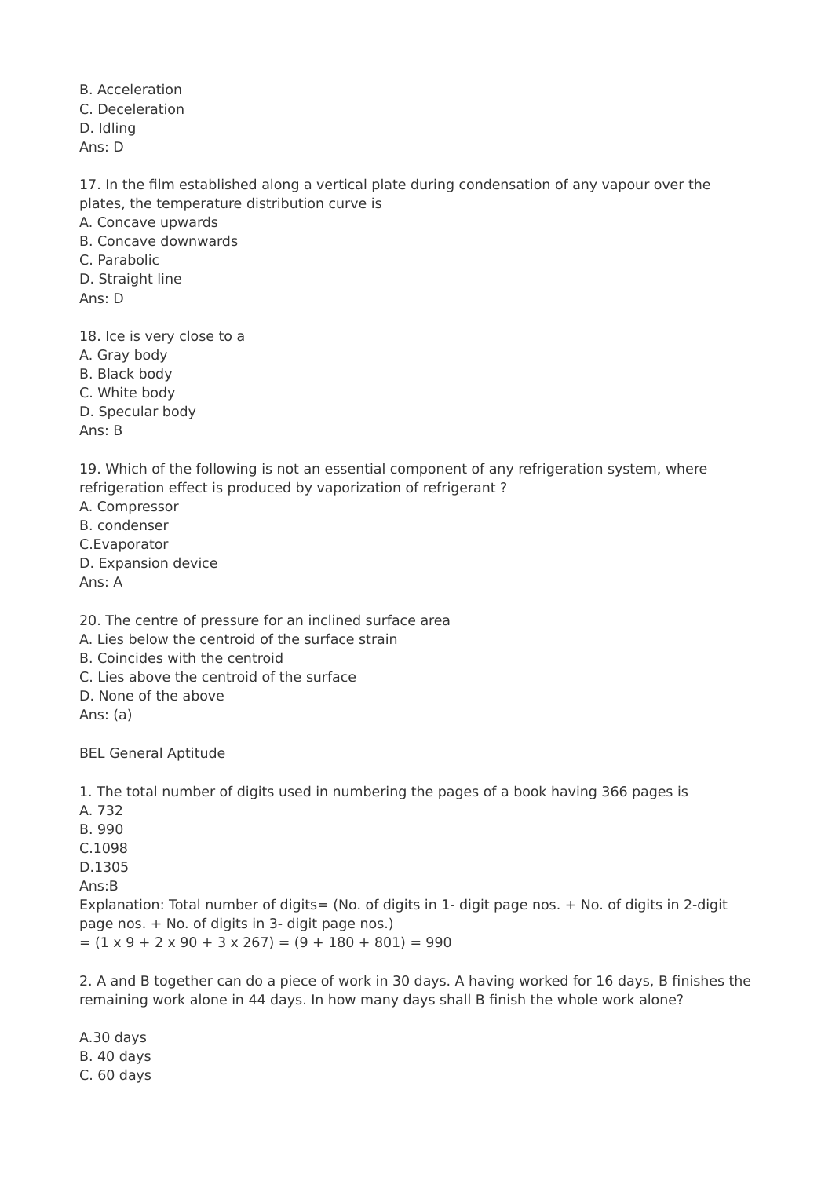B. Acceleration
C. Deceleration
D. Idling
Ans: D

17. In the film established along a vertical plate during condensation of any vapour over the plates, the temperature distribution curve is
A. Concave upwards
B. Concave downwards
C. Parabolic
D. Straight line
Ans: D

18. Ice is very close to a
A. Gray body
B. Black body
C. White body
D. Specular body
Ans: B

19. Which of the following is not an essential component of any refrigeration system, where refrigeration effect is produced by vaporization of refrigerant ?
A. Compressor
B. condenser
C.Evaporator
D. Expansion device
Ans: A

20. The centre of pressure for an inclined surface area
A. Lies below the centroid of the surface strain
B. Coincides with the centroid
C. Lies above the centroid of the surface
D. None of the above
Ans: (a)

BEL General Aptitude

1. The total number of digits used in numbering the pages of a book having 366 pages is
A. 732
B. 990
C.1098
D.1305
Ans:B
Explanation: Total number of digits= (No. of digits in 1- digit page nos. + No. of digits in 2-digit page nos. + No. of digits in 3- digit page nos.)
= (1 x 9 + 2 x 90 + 3 x 267) = (9 + 180 + 801) = 990

2. A and B together can do a piece of work in 30 days. A having worked for 16 days, B finishes the remaining work alone in 44 days. In how many days shall B finish the whole work alone?

A.30 days
B. 40 days
C. 60 days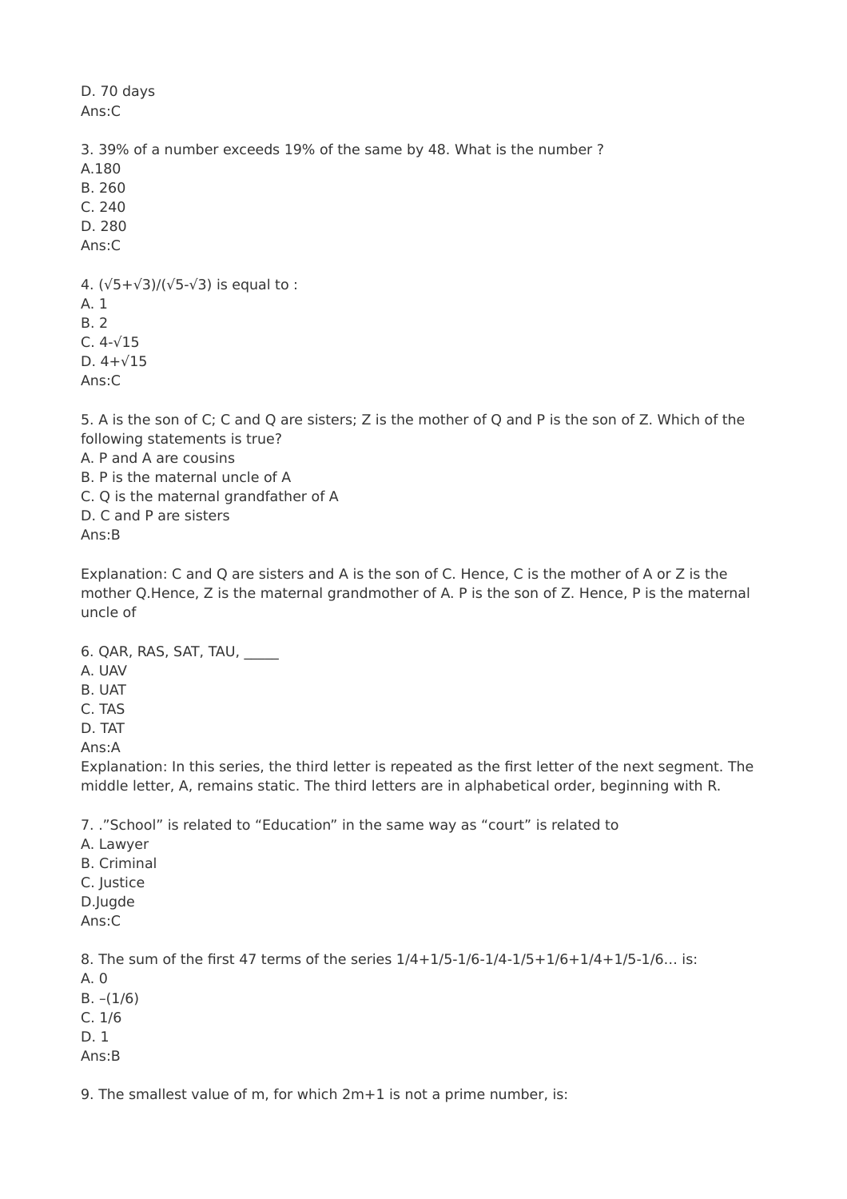D. 70 days
Ans:C

3. 39% of a number exceeds 19% of the same by 48. What is the number ?
A.180
B. 260
C. 240
D. 280
Ans:C

4. $(\sqrt{5}+\sqrt{3})/(\sqrt{5}-\sqrt{3})$ is equal to :
A. 1
B. 2
C. $4-\sqrt{15}$
D. $4+\sqrt{15}$
Ans:C

5. A is the son of C; C and Q are sisters; Z is the mother of Q and P is the son of Z. Which of the following statements is true?
A. P and A are cousins
B. P is the maternal uncle of A
C. Q is the maternal grandfather of A
D. C and P are sisters
Ans:B

Explanation: C and Q are sisters and A is the son of C. Hence, C is the mother of A or Z is the mother Q.Hence, Z is the maternal grandmother of A. P is the son of Z. Hence, P is the maternal uncle of

6. QAR, RAS, SAT, TAU, _____
A. UAV
B. UAT
C. TAS
D. TAT
Ans:A
Explanation: In this series, the third letter is repeated as the first letter of the next segment. The middle letter, A, remains static. The third letters are in alphabetical order, beginning with R.

7. ."School" is related to "Education" in the same way as "court" is related to
A. Lawyer
B. Criminal
C. Justice
D.Jugde
Ans:C

8. The sum of the first 47 terms of the series $1/4+1/5-1/6-1/4-1/5+1/6+1/4+1/5-1/6\ldots$ is:
A. 0
B. $-(1/6)$
C. $1/6$
D. 1
Ans:B

9. The smallest value of m, for which $2m+1$ is not a prime number, is: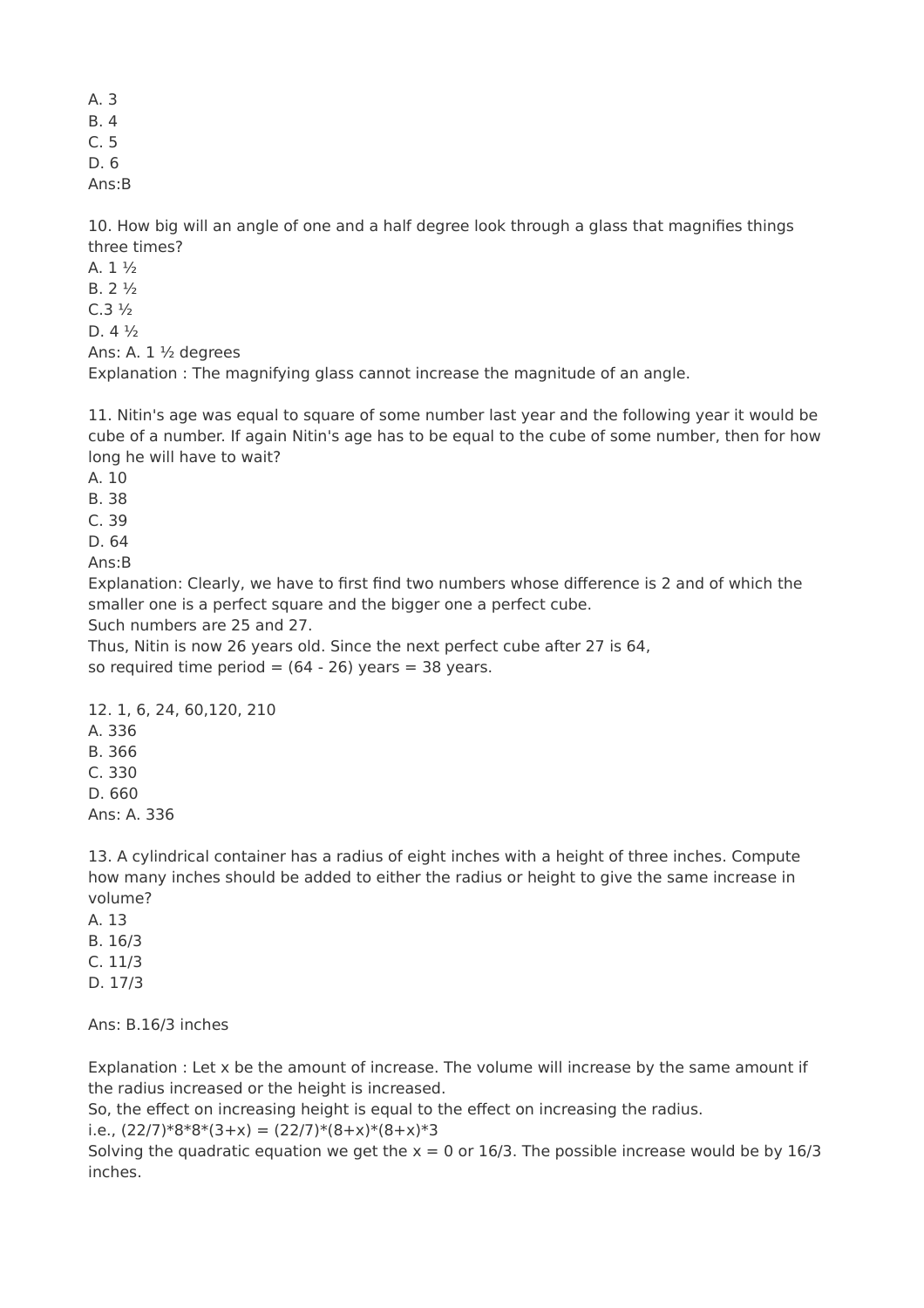A. 3
B. 4
C. 5
D. 6
Ans:B

10. How big will an angle of one and a half degree look through a glass that magnifies things three times?
A. 1 ½
B. 2 ½
C.3 ½
D. 4 ½
Ans: A. 1 ½ degrees
Explanation : The magnifying glass cannot increase the magnitude of an angle.

11. Nitin's age was equal to square of some number last year and the following year it would be cube of a number. If again Nitin's age has to be equal to the cube of some number, then for how long he will have to wait?
A. 10
B. 38
C. 39
D. 64
Ans:B
Explanation: Clearly, we have to first find two numbers whose difference is 2 and of which the smaller one is a perfect square and the bigger one a perfect cube.
Such numbers are 25 and 27.
Thus, Nitin is now 26 years old. Since the next perfect cube after 27 is 64,
so required time period = (64 - 26) years = 38 years.

12. 1, 6, 24, 60,120, 210
A. 336
B. 366
C. 330
D. 660
Ans: A. 336

13. A cylindrical container has a radius of eight inches with a height of three inches. Compute how many inches should be added to either the radius or height to give the same increase in volume?
A. 13
B. 16/3
C. 11/3
D. 17/3

Ans: B.16/3 inches

Explanation : Let x be the amount of increase. The volume will increase by the same amount if the radius increased or the height is increased.
So, the effect on increasing height is equal to the effect on increasing the radius.
i.e., $(22/7)*8*8*(3+x) = (22/7)*(8+x)*(8+x)*3$
Solving the quadratic equation we get the $x = 0$ or $16/3$. The possible increase would be by 16/3 inches.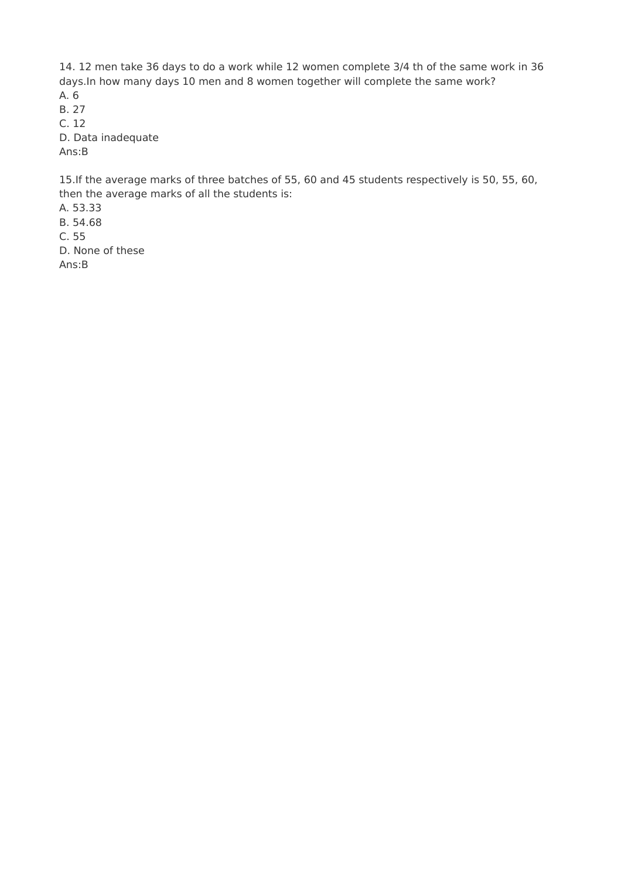14. 12 men take 36 days to do a work while 12 women complete 3/4 th of the same work in 36 days.In how many days 10 men and 8 women together will complete the same work?

A. 6

B. 27

C. 12

D. Data inadequate

Ans:B

15.If the average marks of three batches of 55, 60 and 45 students respectively is 50, 55, 60, then the average marks of all the students is:

A. 53.33

B. 54.68

C. 55

D. None of these

Ans:B